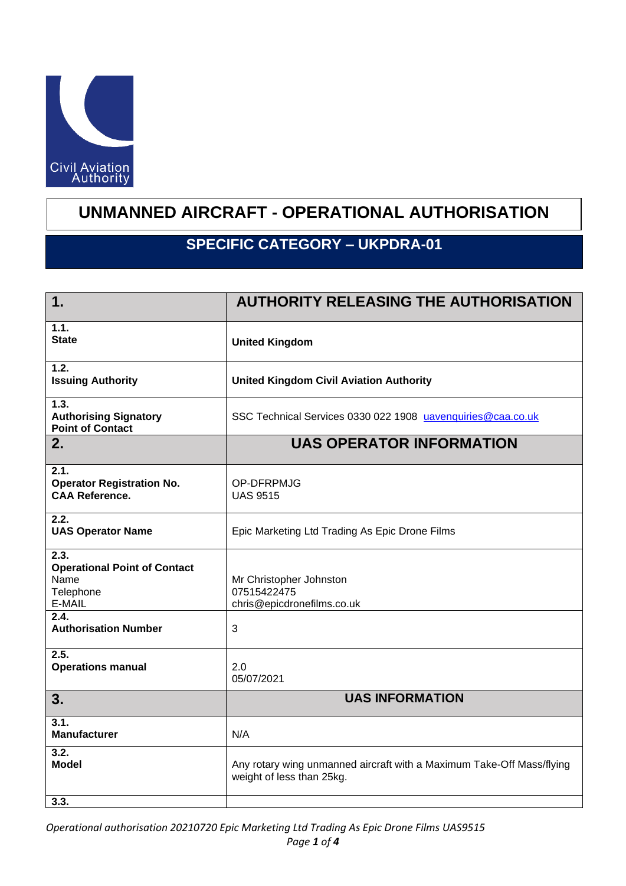Civil Aviation Authority

# UNMANNED AIRCRAFT - OPERATIONAL AUTHORISATION

## SPECIFIC CATEGORY – UKPDRA-01

| **1.** | **AUTHORITY RELEASING THE AUTHORISATION** |
| --- | --- |
| **1.1.** **State** | **United Kingdom** |
| **1.2.** **Issuing Authority** | **United Kingdom Civil Aviation Authority** |
| **1.3.** **Authorising Signatory Point of Contact** | SSC Technical Services 0330 022 1908 uavenquiries@caa.co.uk |
| **2.** | **UAS OPERATOR INFORMATION** |
| **2.1.** **Operator Registration No.** **CAA Reference.** | OP-DFRPMJG<br>UAS 9515 |
| **2.2.** **UAS Operator Name** | Epic Marketing Ltd Trading As Epic Drone Films |
| **2.3.** **Operational Point of Contact**<br>Name<br>Telephone<br>E-MAIL | Mr Christopher Johnston<br>07515422475<br>chris@epicdronefilms.co.uk |
| **2.4.** **Authorisation Number** | 3 |
| **2.5.** **Operations manual** | 2.0<br>05/07/2021 |
| **3.** | **UAS INFORMATION** |
| **3.1.** **Manufacturer** | N/A |
| **3.2.** **Model** | Any rotary wing unmanned aircraft with a Maximum Take-Off Mass/flying weight of less than 25kg. |
| **3.3.** | |

*Operational authorisation 20210720 Epic Marketing Ltd Trading As Epic Drone Films UAS9515*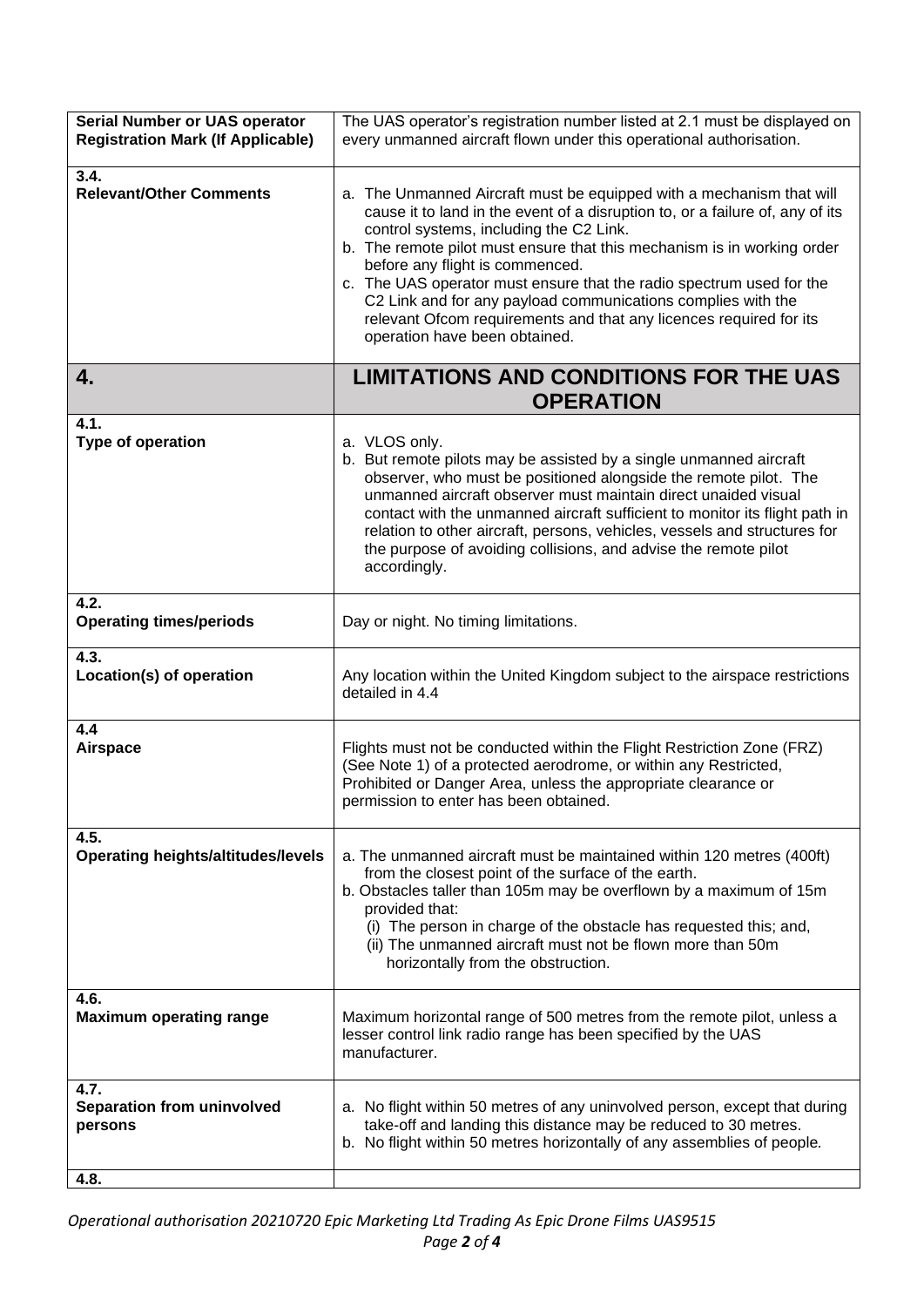| **Serial Number or UAS operator Registration Mark (If Applicable)** | The UAS operator's registration number listed at 2.1 must be displayed on every unmanned aircraft flown under this operational authorisation. |
|---|---|
| **3.4. Relevant/Other Comments** | a. The Unmanned Aircraft must be equipped with a mechanism that will cause it to land in the event of a disruption to, or a failure of, any of its control systems, including the C2 Link.<br>b. The remote pilot must ensure that this mechanism is in working order before any flight is commenced.<br>c. The UAS operator must ensure that the radio spectrum used for the C2 Link and for any payload communications complies with the relevant Ofcom requirements and that any licences required for its operation have been obtained. |
| **4.** | **LIMITATIONS AND CONDITIONS FOR THE UAS OPERATION** |
| **4.1. Type of operation** | a. VLOS only.<br>b. But remote pilots may be assisted by a single unmanned aircraft observer, who must be positioned alongside the remote pilot. The unmanned aircraft observer must maintain direct unaided visual contact with the unmanned aircraft sufficient to monitor its flight path in relation to other aircraft, persons, vehicles, vessels and structures for the purpose of avoiding collisions, and advise the remote pilot accordingly. |
| **4.2. Operating times/periods** | Day or night. No timing limitations. |
| **4.3. Location(s) of operation** | Any location within the United Kingdom subject to the airspace restrictions detailed in 4.4 |
| **4.4 Airspace** | Flights must not be conducted within the Flight Restriction Zone (FRZ) (See Note 1) of a protected aerodrome, or within any Restricted, Prohibited or Danger Area, unless the appropriate clearance or permission to enter has been obtained. |
| **4.5. Operating heights/altitudes/levels** | a. The unmanned aircraft must be maintained within 120 metres (400ft) from the closest point of the surface of the earth.<br>b. Obstacles taller than 105m may be overflown by a maximum of 15m provided that:<br>(i) The person in charge of the obstacle has requested this; and,<br>(ii) The unmanned aircraft must not be flown more than 50m horizontally from the obstruction. |
| **4.6. Maximum operating range** | Maximum horizontal range of 500 metres from the remote pilot, unless a lesser control link radio range has been specified by the UAS manufacturer. |
| **4.7. Separation from uninvolved persons** | a. No flight within 50 metres of any uninvolved person, except that during take-off and landing this distance may be reduced to 30 metres.<br>b. No flight within 50 metres horizontally of any assemblies of people. |
| **4.8.** | |

*Operational authorisation 20210720 Epic Marketing Ltd Trading As Epic Drone Films UAS9515*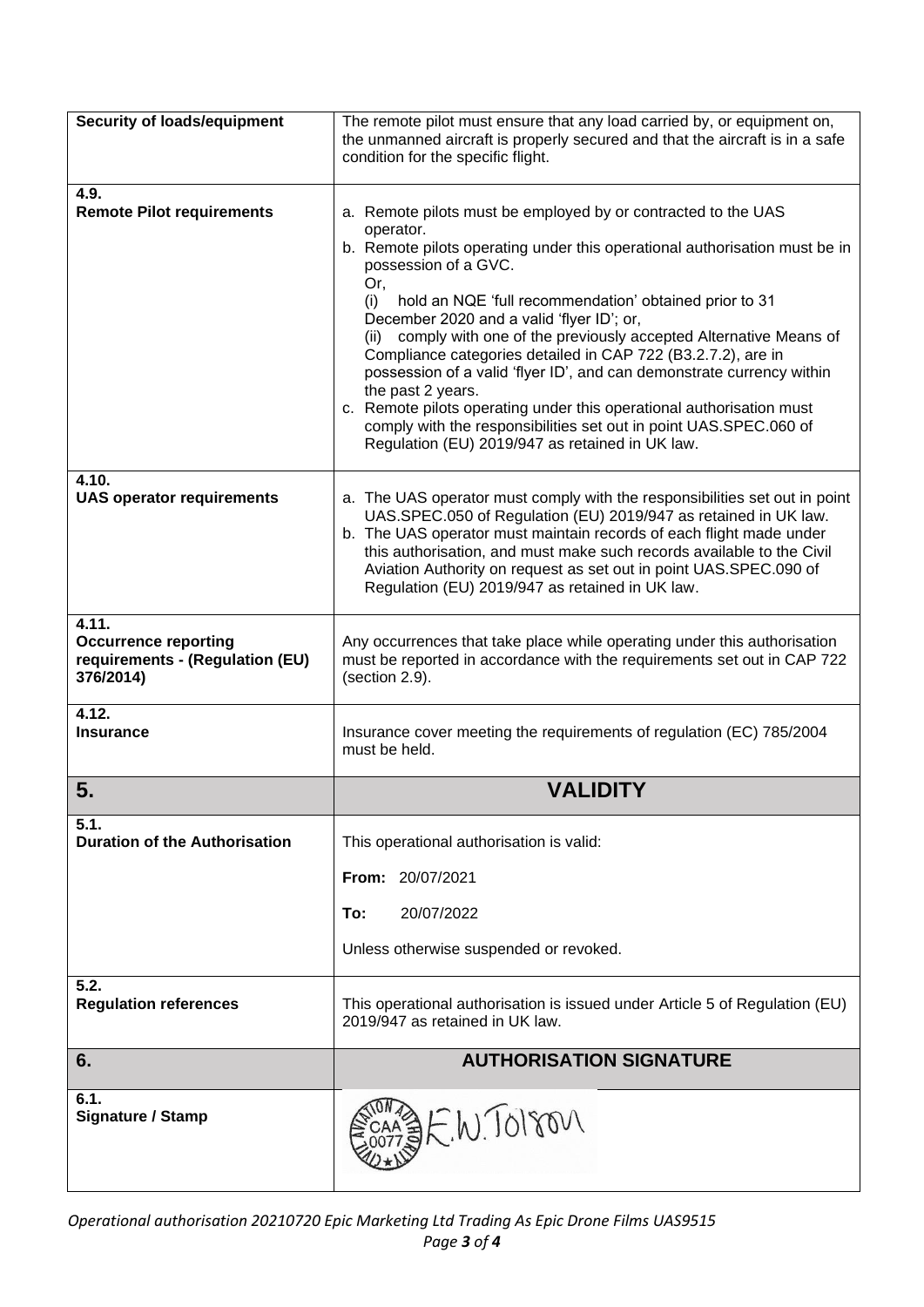| **Security of loads/equipment** | The remote pilot must ensure that any load carried by, or equipment on, the unmanned aircraft is properly secured and that the aircraft is in a safe condition for the specific flight. |
|---|---|
| **4.9.**<br>**Remote Pilot requirements** | a. Remote pilots must be employed by or contracted to the UAS operator.<br>b. Remote pilots operating under this operational authorisation must be in possession of a GVC.<br>Or,<br>(i) hold an NQE 'full recommendation' obtained prior to 31 December 2020 and a valid 'flyer ID'; or,<br>(ii) comply with one of the previously accepted Alternative Means of Compliance categories detailed in CAP 722 (B3.2.7.2), are in possession of a valid 'flyer ID', and can demonstrate currency within the past 2 years.<br>c. Remote pilots operating under this operational authorisation must comply with the responsibilities set out in point UAS.SPEC.060 of Regulation (EU) 2019/947 as retained in UK law. |
| **4.10.**<br>**UAS operator requirements** | a. The UAS operator must comply with the responsibilities set out in point UAS.SPEC.050 of Regulation (EU) 2019/947 as retained in UK law.<br>b. The UAS operator must maintain records of each flight made under this authorisation, and must make such records available to the Civil Aviation Authority on request as set out in point UAS.SPEC.090 of Regulation (EU) 2019/947 as retained in UK law. |
| **4.11.**<br>**Occurrence reporting requirements - (Regulation (EU) 376/2014)** | Any occurrences that take place while operating under this authorisation must be reported in accordance with the requirements set out in CAP 722 (section 2.9). |
| **4.12.**<br>**Insurance** | Insurance cover meeting the requirements of regulation (EC) 785/2004 must be held. |
| **5.** | **VALIDITY** |
| **5.1.**<br>**Duration of the Authorisation** | This operational authorisation is valid:<br><br>**From:** 20/07/2021<br><br>**To:** 20/07/2022<br><br>Unless otherwise suspended or revoked. |
| **5.2.**<br>**Regulation references** | This operational authorisation is issued under Article 5 of Regulation (EU) 2019/947 as retained in UK law. |
| **6.** | **AUTHORISATION SIGNATURE** |
| **6.1.**<br>**Signature / Stamp** | CIVIL AVIATION AUTHORITY CAA 0077 E.W. Tolson |

*Operational authorisation 20210720 Epic Marketing Ltd Trading As Epic Drone Films UAS9515*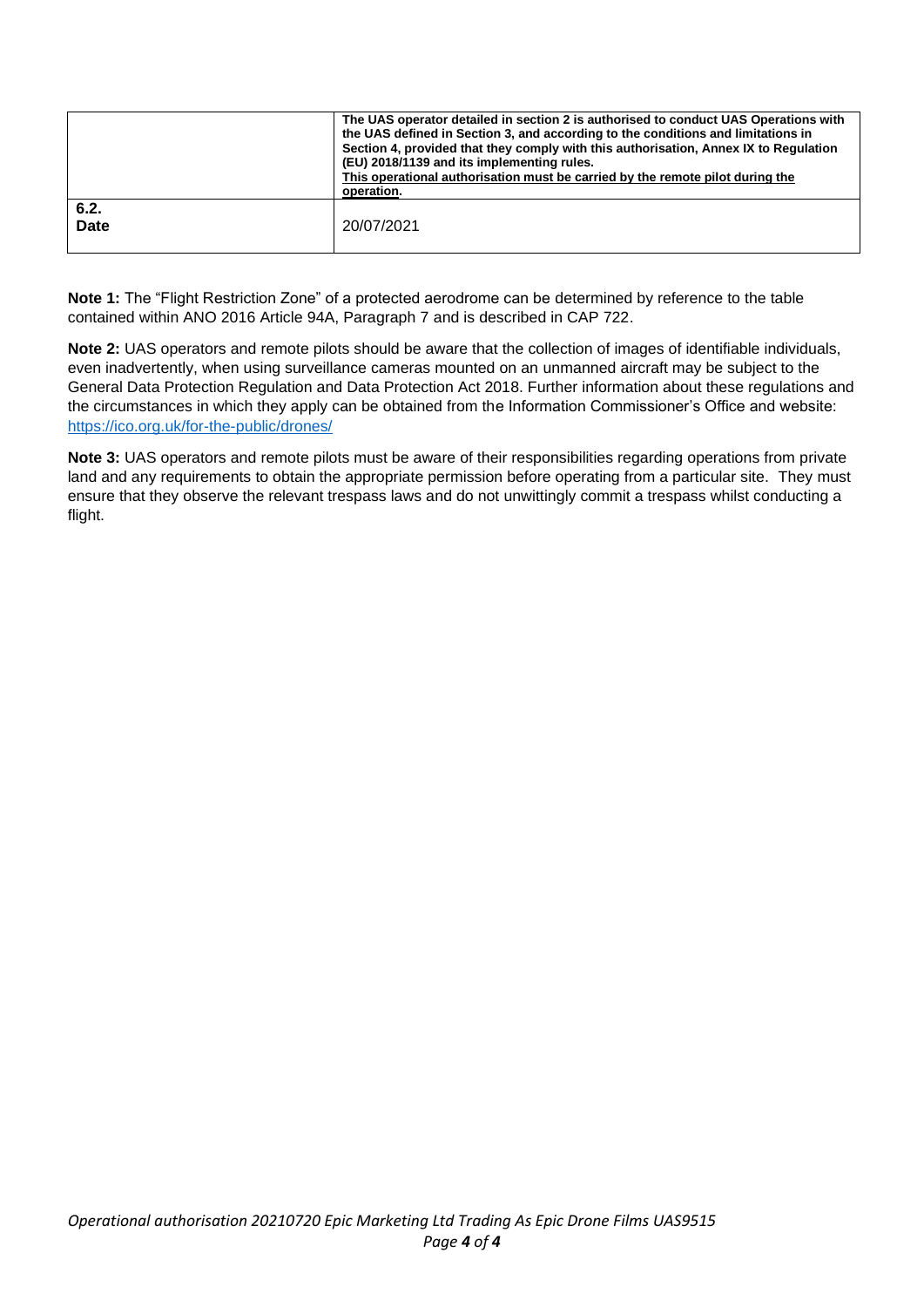| | |
|---|---|
| | **The UAS operator detailed in section 2 is authorised to conduct UAS Operations with the UAS defined in Section 3, and according to the conditions and limitations in Section 4, provided that they comply with this authorisation, Annex IX to Regulation (EU) 2018/1139 and its implementing rules.** **This operational authorisation must be carried by the remote pilot during the operation.** |
| **6.2. Date** | 20/07/2021 |

**Note 1:** The "Flight Restriction Zone" of a protected aerodrome can be determined by reference to the table contained within ANO 2016 Article 94A, Paragraph 7 and is described in CAP 722.

**Note 2:** UAS operators and remote pilots should be aware that the collection of images of identifiable individuals, even inadvertently, when using surveillance cameras mounted on an unmanned aircraft may be subject to the General Data Protection Regulation and Data Protection Act 2018. Further information about these regulations and the circumstances in which they apply can be obtained from the Information Commissioner's Office and website: https://ico.org.uk/for-the-public/drones/

**Note 3:** UAS operators and remote pilots must be aware of their responsibilities regarding operations from private land and any requirements to obtain the appropriate permission before operating from a particular site. They must ensure that they observe the relevant trespass laws and do not unwittingly commit a trespass whilst conducting a flight.